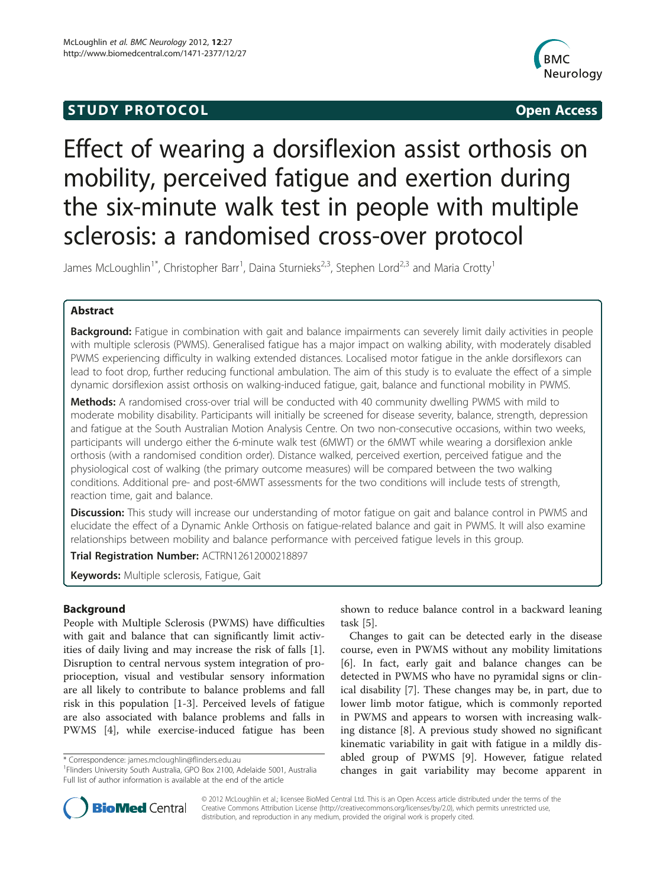STUDY PROTOCOL Open Access

# Effect of wearing a dorsiflexion assist orthosis on mobility, perceived fatigue and exertion during the six-minute walk test in people with multiple sclerosis: a randomised cross-over protocol

James McLoughlin[1*], Christopher Barr[1], Daina Sturnieks[2,3], Stephen Lord[2,3] and Maria Crotty[1]

## Abstract

**Background:** Fatigue in combination with gait and balance impairments can severely limit daily activities in people with multiple sclerosis (PWMS). Generalised fatigue has a major impact on walking ability, with moderately disabled PWMS experiencing difficulty in walking extended distances. Localised motor fatigue in the ankle dorsiflexors can lead to foot drop, further reducing functional ambulation. The aim of this study is to evaluate the effect of a simple dynamic dorsiflexion assist orthosis on walking-induced fatigue, gait, balance and functional mobility in PWMS.

**Methods:** A randomised cross-over trial will be conducted with 40 community dwelling PWMS with mild to moderate mobility disability. Participants will initially be screened for disease severity, balance, strength, depression and fatigue at the South Australian Motion Analysis Centre. On two non-consecutive occasions, within two weeks, participants will undergo either the 6-minute walk test (6MWT) or the 6MWT while wearing a dorsiflexion ankle orthosis (with a randomised condition order). Distance walked, perceived exertion, perceived fatigue and the physiological cost of walking (the primary outcome measures) will be compared between the two walking conditions. Additional pre- and post-6MWT assessments for the two conditions will include tests of strength, reaction time, gait and balance.

**Discussion:** This study will increase our understanding of motor fatigue on gait and balance control in PWMS and elucidate the effect of a Dynamic Ankle Orthosis on fatigue-related balance and gait in PWMS. It will also examine relationships between mobility and balance performance with perceived fatigue levels in this group.

**Trial Registration Number:** ACTRN12612000218897

**Keywords:** Multiple sclerosis, Fatigue, Gait

## Background

People with Multiple Sclerosis (PWMS) have difficulties with gait and balance that can significantly limit activities of daily living and may increase the risk of falls [1]. Disruption to central nervous system integration of proprioception, visual and vestibular sensory information are all likely to contribute to balance problems and fall risk in this population [1-3]. Perceived levels of fatigue are also associated with balance problems and falls in PWMS [4], while exercise-induced fatigue has been shown to reduce balance control in a backward leaning task [5].

Changes to gait can be detected early in the disease course, even in PWMS without any mobility limitations [6]. In fact, early gait and balance changes can be detected in PWMS who have no pyramidal signs or clinical disability [7]. These changes may be, in part, due to lower limb motor fatigue, which is commonly reported in PWMS and appears to worsen with increasing walking distance [8]. A previous study showed no significant kinematic variability in gait with fatigue in a mildly disabled group of PWMS [9]. However, fatigue related changes in gait variability may become apparent in

\* Correspondence: james.mcloughlin@flinders.edu.au
[1]Flinders University South Australia, GPO Box 2100, Adelaide 5001, Australia
Full list of author information is available at the end of the article

© 2012 McLoughlin et al.; licensee BioMed Central Ltd. This is an Open Access article distributed under the terms of the Creative Commons Attribution License (http://creativecommons.org/licenses/by/2.0), which permits unrestricted use, distribution, and reproduction in any medium, provided the original work is properly cited.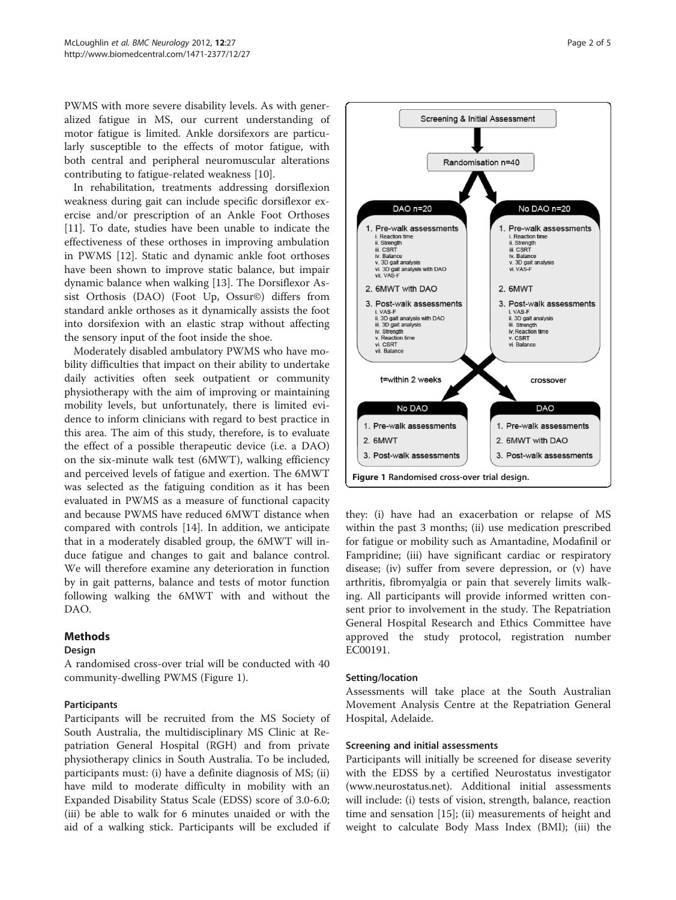PWMS with more severe disability levels. As with generalized fatigue in MS, our current understanding of motor fatigue is limited. Ankle dorsifexors are particularly susceptible to the effects of motor fatigue, with both central and peripheral neuromuscular alterations contributing to fatigue-related weakness [10].

In rehabilitation, treatments addressing dorsiflexion weakness during gait can include specific dorsiflexor exercise and/or prescription of an Ankle Foot Orthoses [11]. To date, studies have been unable to indicate the effectiveness of these orthoses in improving ambulation in PWMS [12]. Static and dynamic ankle foot orthoses have been shown to improve static balance, but impair dynamic balance when walking [13]. The Dorsiflexor Assist Orthosis (DAO) (Foot Up, Ossur©) differs from standard ankle orthoses as it dynamically assists the foot into dorsifexion with an elastic strap without affecting the sensory input of the foot inside the shoe.

Moderately disabled ambulatory PWMS who have mobility difficulties that impact on their ability to undertake daily activities often seek outpatient or community physiotherapy with the aim of improving or maintaining mobility levels, but unfortunately, there is limited evidence to inform clinicians with regard to best practice in this area. The aim of this study, therefore, is to evaluate the effect of a possible therapeutic device (i.e. a DAO) on the six-minute walk test (6MWT), walking efficiency and perceived levels of fatigue and exertion. The 6MWT was selected as the fatiguing condition as it has been evaluated in PWMS as a measure of functional capacity and because PWMS have reduced 6MWT distance when compared with controls [14]. In addition, we anticipate that in a moderately disabled group, the 6MWT will induce fatigue and changes to gait and balance control. We will therefore examine any deterioration in function by in gait patterns, balance and tests of motor function following walking the 6MWT with and without the DAO.

## Methods

### Design

A randomised cross-over trial will be conducted with 40 community-dwelling PWMS (Figure 1).

Screening & Initial Assessment

Randomisation n=40

| DAO n=20 | No DAO n=20 |
|---|---|
| 1. Pre-walk assessments: i. Reaction time; ii. Strength; iii. CSRT; iv. Balance; v. 3D gait analysis; vi. 3D gait analysis with DAO; vii. VAS-F | 1. Pre-walk assessments: i. Reaction time; ii. Strength; iii. CSRT; iv. Balance; v. 3D gait analysis; vi. VAS-F |
| 2. 6MWT with DAO | 2. 6MWT |
| 3. Post-walk assessments: i. VAS-F; ii. 3D gait analysis with DAO; iii. 3D gait analysis; iv. Strength; v. Reaction time; vi. CSRT; vii. Balance | 3. Post-walk assessments: i. VAS-F; ii. 3D gait analysis; iii. Strength; iv. Reaction time; v. CSRT; vi. Balance |

t=within 2 weeks — crossover

| No DAO | DAO |
|---|---|
| 1. Pre-walk assessments | 1. Pre-walk assessments |
| 2. 6MWT | 2. 6MWT with DAO |
| 3. Post-walk assessments | 3. Post-walk assessments |

**Figure 1** Randomised cross-over trial design.

### Participants

Participants will be recruited from the MS Society of South Australia, the multidisciplinary MS Clinic at Repatriation General Hospital (RGH) and from private physiotherapy clinics in South Australia. To be included, participants must: (i) have a definite diagnosis of MS; (ii) have mild to moderate difficulty in mobility with an Expanded Disability Status Scale (EDSS) score of 3.0-6.0; (iii) be able to walk for 6 minutes unaided or with the aid of a walking stick. Participants will be excluded if they: (i) have had an exacerbation or relapse of MS within the past 3 months; (ii) use medication prescribed for fatigue or mobility such as Amantadine, Modafinil or Fampridine; (iii) have significant cardiac or respiratory disease; (iv) suffer from severe depression, or (v) have arthritis, fibromyalgia or pain that severely limits walking. All participants will provide informed written consent prior to involvement in the study. The Repatriation General Hospital Research and Ethics Committee have approved the study protocol, registration number EC00191.

### Setting/location

Assessments will take place at the South Australian Movement Analysis Centre at the Repatriation General Hospital, Adelaide.

### Screening and initial assessments

Participants will initially be screened for disease severity with the EDSS by a certified Neurostatus investigator (www.neurostatus.net). Additional initial assessments will include: (i) tests of vision, strength, balance, reaction time and sensation [15]; (ii) measurements of height and weight to calculate Body Mass Index (BMI); (iii) the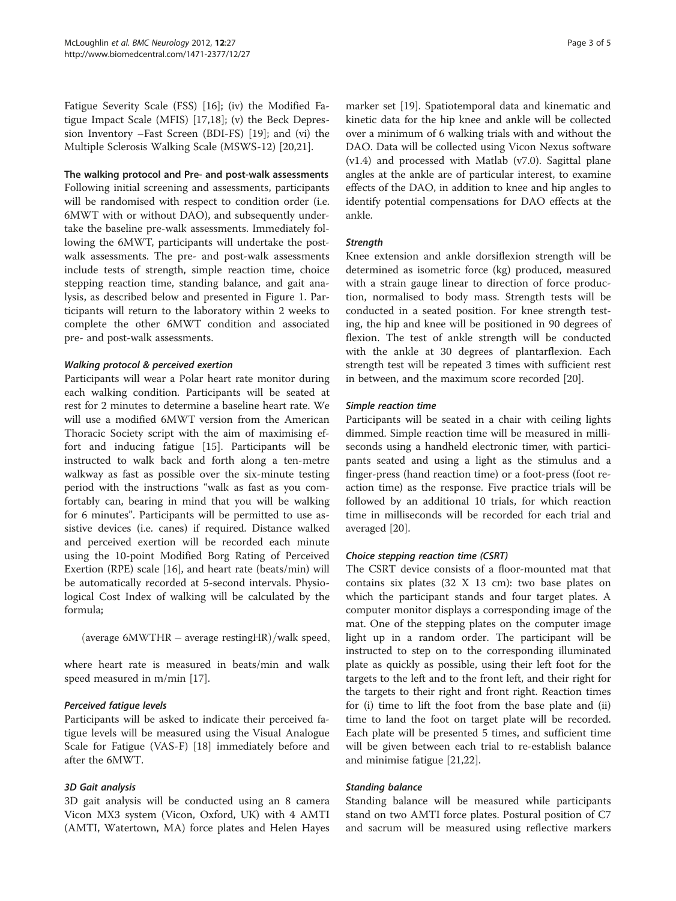Fatigue Severity Scale (FSS) [16]; (iv) the Modified Fatigue Impact Scale (MFIS) [17,18]; (v) the Beck Depression Inventory –Fast Screen (BDI-FS) [19]; and (vi) the Multiple Sclerosis Walking Scale (MSWS-12) [20,21].

### The walking protocol and Pre- and post-walk assessments

Following initial screening and assessments, participants will be randomised with respect to condition order (i.e. 6MWT with or without DAO), and subsequently undertake the baseline pre-walk assessments. Immediately following the 6MWT, participants will undertake the post-walk assessments. The pre- and post-walk assessments include tests of strength, simple reaction time, choice stepping reaction time, standing balance, and gait analysis, as described below and presented in Figure 1. Participants will return to the laboratory within 2 weeks to complete the other 6MWT condition and associated pre- and post-walk assessments.

#### *Walking protocol & perceived exertion*

Participants will wear a Polar heart rate monitor during each walking condition. Participants will be seated at rest for 2 minutes to determine a baseline heart rate. We will use a modified 6MWT version from the American Thoracic Society script with the aim of maximising effort and inducing fatigue [15]. Participants will be instructed to walk back and forth along a ten-metre walkway as fast as possible over the six-minute testing period with the instructions "walk as fast as you comfortably can, bearing in mind that you will be walking for 6 minutes". Participants will be permitted to use assistive devices (i.e. canes) if required. Distance walked and perceived exertion will be recorded each minute using the 10-point Modified Borg Rating of Perceived Exertion (RPE) scale [16], and heart rate (beats/min) will be automatically recorded at 5-second intervals. Physiological Cost Index of walking will be calculated by the formula;

$$(\text{average 6MWTHR} - \text{average restingHR})/\text{walk speed},$$

where heart rate is measured in beats/min and walk speed measured in m/min [17].

#### *Perceived fatigue levels*

Participants will be asked to indicate their perceived fatigue levels will be measured using the Visual Analogue Scale for Fatigue (VAS-F) [18] immediately before and after the 6MWT.

#### *3D Gait analysis*

3D gait analysis will be conducted using an 8 camera Vicon MX3 system (Vicon, Oxford, UK) with 4 AMTI (AMTI, Watertown, MA) force plates and Helen Hayes marker set [19]. Spatiotemporal data and kinematic and kinetic data for the hip knee and ankle will be collected over a minimum of 6 walking trials with and without the DAO. Data will be collected using Vicon Nexus software (v1.4) and processed with Matlab (v7.0). Sagittal plane angles at the ankle are of particular interest, to examine effects of the DAO, in addition to knee and hip angles to identify potential compensations for DAO effects at the ankle.

#### *Strength*

Knee extension and ankle dorsiflexion strength will be determined as isometric force (kg) produced, measured with a strain gauge linear to direction of force production, normalised to body mass. Strength tests will be conducted in a seated position. For knee strength testing, the hip and knee will be positioned in 90 degrees of flexion. The test of ankle strength will be conducted with the ankle at 30 degrees of plantarflexion. Each strength test will be repeated 3 times with sufficient rest in between, and the maximum score recorded [20].

#### *Simple reaction time*

Participants will be seated in a chair with ceiling lights dimmed. Simple reaction time will be measured in milliseconds using a handheld electronic timer, with participants seated and using a light as the stimulus and a finger-press (hand reaction time) or a foot-press (foot reaction time) as the response. Five practice trials will be followed by an additional 10 trials, for which reaction time in milliseconds will be recorded for each trial and averaged [20].

#### *Choice stepping reaction time (CSRT)*

The CSRT device consists of a floor-mounted mat that contains six plates (32 X 13 cm): two base plates on which the participant stands and four target plates. A computer monitor displays a corresponding image of the mat. One of the stepping plates on the computer image light up in a random order. The participant will be instructed to step on to the corresponding illuminated plate as quickly as possible, using their left foot for the targets to the left and to the front left, and their right for the targets to their right and front right. Reaction times for (i) time to lift the foot from the base plate and (ii) time to land the foot on target plate will be recorded. Each plate will be presented 5 times, and sufficient time will be given between each trial to re-establish balance and minimise fatigue [21,22].

#### *Standing balance*

Standing balance will be measured while participants stand on two AMTI force plates. Postural position of C7 and sacrum will be measured using reflective markers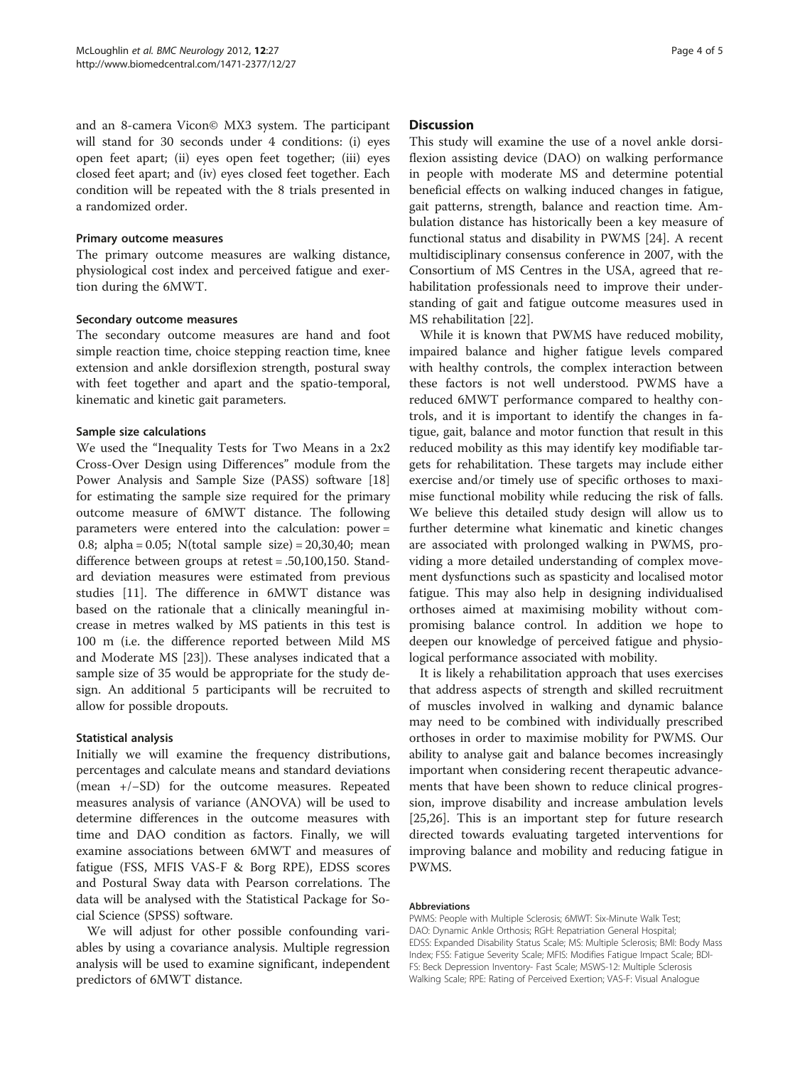and an 8-camera Vicon© MX3 system. The participant will stand for 30 seconds under 4 conditions: (i) eyes open feet apart; (ii) eyes open feet together; (iii) eyes closed feet apart; and (iv) eyes closed feet together. Each condition will be repeated with the 8 trials presented in a randomized order.

### Primary outcome measures

The primary outcome measures are walking distance, physiological cost index and perceived fatigue and exertion during the 6MWT.

### Secondary outcome measures

The secondary outcome measures are hand and foot simple reaction time, choice stepping reaction time, knee extension and ankle dorsiflexion strength, postural sway with feet together and apart and the spatio-temporal, kinematic and kinetic gait parameters.

### Sample size calculations

We used the "Inequality Tests for Two Means in a 2x2 Cross-Over Design using Differences" module from the Power Analysis and Sample Size (PASS) software [18] for estimating the sample size required for the primary outcome measure of 6MWT distance. The following parameters were entered into the calculation: power = 0.8; alpha = 0.05; N(total sample size) = 20,30,40; mean difference between groups at retest = .50,100,150. Standard deviation measures were estimated from previous studies [11]. The difference in 6MWT distance was based on the rationale that a clinically meaningful increase in metres walked by MS patients in this test is 100 m (i.e. the difference reported between Mild MS and Moderate MS [23]). These analyses indicated that a sample size of 35 would be appropriate for the study design. An additional 5 participants will be recruited to allow for possible dropouts.

### Statistical analysis

Initially we will examine the frequency distributions, percentages and calculate means and standard deviations (mean +/−SD) for the outcome measures. Repeated measures analysis of variance (ANOVA) will be used to determine differences in the outcome measures with time and DAO condition as factors. Finally, we will examine associations between 6MWT and measures of fatigue (FSS, MFIS VAS-F & Borg RPE), EDSS scores and Postural Sway data with Pearson correlations. The data will be analysed with the Statistical Package for Social Science (SPSS) software.

We will adjust for other possible confounding variables by using a covariance analysis. Multiple regression analysis will be used to examine significant, independent predictors of 6MWT distance.

## Discussion

This study will examine the use of a novel ankle dorsiflexion assisting device (DAO) on walking performance in people with moderate MS and determine potential beneficial effects on walking induced changes in fatigue, gait patterns, strength, balance and reaction time. Ambulation distance has historically been a key measure of functional status and disability in PWMS [24]. A recent multidisciplinary consensus conference in 2007, with the Consortium of MS Centres in the USA, agreed that rehabilitation professionals need to improve their understanding of gait and fatigue outcome measures used in MS rehabilitation [22].

While it is known that PWMS have reduced mobility, impaired balance and higher fatigue levels compared with healthy controls, the complex interaction between these factors is not well understood. PWMS have a reduced 6MWT performance compared to healthy controls, and it is important to identify the changes in fatigue, gait, balance and motor function that result in this reduced mobility as this may identify key modifiable targets for rehabilitation. These targets may include either exercise and/or timely use of specific orthoses to maximise functional mobility while reducing the risk of falls. We believe this detailed study design will allow us to further determine what kinematic and kinetic changes are associated with prolonged walking in PWMS, providing a more detailed understanding of complex movement dysfunctions such as spasticity and localised motor fatigue. This may also help in designing individualised orthoses aimed at maximising mobility without compromising balance control. In addition we hope to deepen our knowledge of perceived fatigue and physiological performance associated with mobility.

It is likely a rehabilitation approach that uses exercises that address aspects of strength and skilled recruitment of muscles involved in walking and dynamic balance may need to be combined with individually prescribed orthoses in order to maximise mobility for PWMS. Our ability to analyse gait and balance becomes increasingly important when considering recent therapeutic advancements that have been shown to reduce clinical progression, improve disability and increase ambulation levels [25,26]. This is an important step for future research directed towards evaluating targeted interventions for improving balance and mobility and reducing fatigue in PWMS.

#### Abbreviations

PWMS: People with Multiple Sclerosis; 6MWT: Six-Minute Walk Test; DAO: Dynamic Ankle Orthosis; RGH: Repatriation General Hospital; EDSS: Expanded Disability Status Scale; MS: Multiple Sclerosis; BMI: Body Mass Index; FSS: Fatigue Severity Scale; MFIS: Modifies Fatigue Impact Scale; BDI-FS: Beck Depression Inventory- Fast Scale; MSWS-12: Multiple Sclerosis Walking Scale; RPE: Rating of Perceived Exertion; VAS-F: Visual Analogue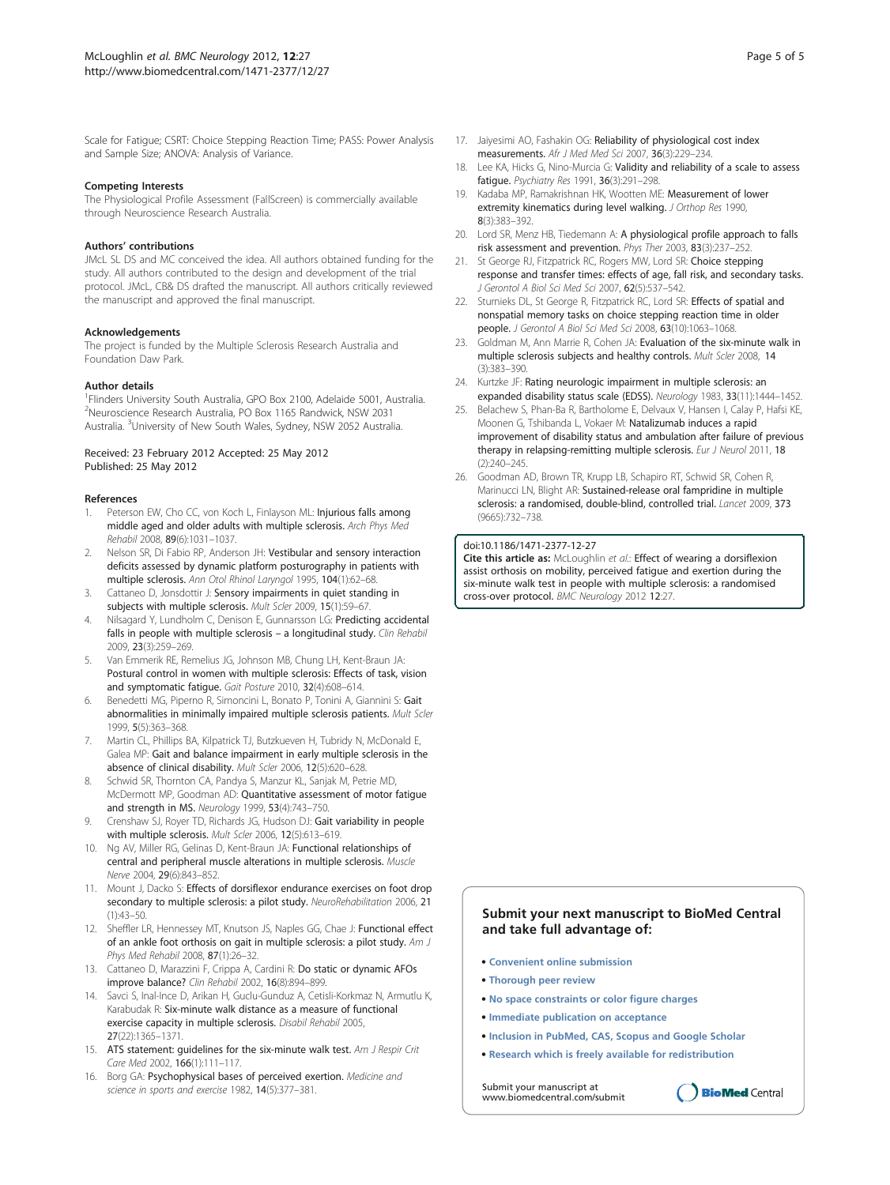Scale for Fatigue; CSRT: Choice Stepping Reaction Time; PASS: Power Analysis and Sample Size; ANOVA: Analysis of Variance.

#### Competing Interests

The Physiological Profile Assessment (FallScreen) is commercially available through Neuroscience Research Australia.

#### Authors' contributions

JMcL SL DS and MC conceived the idea. All authors obtained funding for the study. All authors contributed to the design and development of the trial protocol. JMcL, CB& DS drafted the manuscript. All authors critically reviewed the manuscript and approved the final manuscript.

#### Acknowledgements

The project is funded by the Multiple Sclerosis Research Australia and Foundation Daw Park.

#### Author details

[1]Flinders University South Australia, GPO Box 2100, Adelaide 5001, Australia. [2]Neuroscience Research Australia, PO Box 1165 Randwick, NSW 2031 Australia. [3]University of New South Wales, Sydney, NSW 2052 Australia.

Received: 23 February 2012 Accepted: 25 May 2012
Published: 25 May 2012

#### References

1. Peterson EW, Cho CC, von Koch L, Finlayson ML: **Injurious falls among middle aged and older adults with multiple sclerosis.** *Arch Phys Med Rehabil* 2008, **89**(6):1031–1037.
2. Nelson SR, Di Fabio RP, Anderson JH: **Vestibular and sensory interaction deficits assessed by dynamic platform posturography in patients with multiple sclerosis.** *Ann Otol Rhinol Laryngol* 1995, **104**(1):62–68.
3. Cattaneo D, Jonsdottir J: **Sensory impairments in quiet standing in subjects with multiple sclerosis.** *Mult Scler* 2009, **15**(1):59–67.
4. Nilsagard Y, Lundholm C, Denison E, Gunnarsson LG: **Predicting accidental falls in people with multiple sclerosis – a longitudinal study.** *Clin Rehabil* 2009, **23**(3):259–269.
5. Van Emmerik RE, Remelius JG, Johnson MB, Chung LH, Kent-Braun JA: **Postural control in women with multiple sclerosis: Effects of task, vision and symptomatic fatigue.** *Gait Posture* 2010, **32**(4):608–614.
6. Benedetti MG, Piperno R, Simoncini L, Bonato P, Tonini A, Giannini S: **Gait abnormalities in minimally impaired multiple sclerosis patients.** *Mult Scler* 1999, **5**(5):363–368.
7. Martin CL, Phillips BA, Kilpatrick TJ, Butzkueven H, Tubridy N, McDonald E, Galea MP: **Gait and balance impairment in early multiple sclerosis in the absence of clinical disability.** *Mult Scler* 2006, **12**(5):620–628.
8. Schwid SR, Thornton CA, Pandya S, Manzur KL, Sanjak M, Petrie MD, McDermott MP, Goodman AD: **Quantitative assessment of motor fatigue and strength in MS.** *Neurology* 1999, **53**(4):743–750.
9. Crenshaw SJ, Royer TD, Richards JG, Hudson DJ: **Gait variability in people with multiple sclerosis.** *Mult Scler* 2006, **12**(5):613–619.
10. Ng AV, Miller RG, Gelinas D, Kent-Braun JA: **Functional relationships of central and peripheral muscle alterations in multiple sclerosis.** *Muscle Nerve* 2004, **29**(6):843–852.
11. Mount J, Dacko S: **Effects of dorsiflexor endurance exercises on foot drop secondary to multiple sclerosis: a pilot study.** *NeuroRehabilitation* 2006, **21**(1):43–50.
12. Sheffler LR, Hennessey MT, Knutson JS, Naples GG, Chae J: **Functional effect of an ankle foot orthosis on gait in multiple sclerosis: a pilot study.** *Am J Phys Med Rehabil* 2008, **87**(1):26–32.
13. Cattaneo D, Marazzini F, Crippa A, Cardini R: **Do static or dynamic AFOs improve balance?** *Clin Rehabil* 2002, **16**(8):894–899.
14. Savci S, Inal-Ince D, Arikan H, Guclu-Gunduz A, Cetisli-Korkmaz N, Armutlu K, Karabudak R: **Six-minute walk distance as a measure of functional exercise capacity in multiple sclerosis.** *Disabil Rehabil* 2005, **27**(22):1365–1371.
15. **ATS statement: guidelines for the six-minute walk test.** *Am J Respir Crit Care Med* 2002, **166**(1):111–117.
16. Borg GA: **Psychophysical bases of perceived exertion.** *Medicine and science in sports and exercise* 1982, **14**(5):377–381.
17. Jaiyesimi AO, Fashakin OG: **Reliability of physiological cost index measurements.** *Afr J Med Med Sci* 2007, **36**(3):229–234.
18. Lee KA, Hicks G, Nino-Murcia G: **Validity and reliability of a scale to assess fatigue.** *Psychiatry Res* 1991, **36**(3):291–298.
19. Kadaba MP, Ramakrishnan HK, Wootten ME: **Measurement of lower extremity kinematics during level walking.** *J Orthop Res* 1990, **8**(3):383–392.
20. Lord SR, Menz HB, Tiedemann A: **A physiological profile approach to falls risk assessment and prevention.** *Phys Ther* 2003, **83**(3):237–252.
21. St George RJ, Fitzpatrick RC, Rogers MW, Lord SR: **Choice stepping response and transfer times: effects of age, fall risk, and secondary tasks.** *J Gerontol A Biol Sci Med Sci* 2007, **62**(5):537–542.
22. Sturnieks DL, St George R, Fitzpatrick RC, Lord SR: **Effects of spatial and nonspatial memory tasks on choice stepping reaction time in older people.** *J Gerontol A Biol Sci Med Sci* 2008, **63**(10):1063–1068.
23. Goldman M, Ann Marrie R, Cohen JA: **Evaluation of the six-minute walk in multiple sclerosis subjects and healthy controls.** *Mult Scler* 2008, **14**(3):383–390.
24. Kurtzke JF: **Rating neurologic impairment in multiple sclerosis: an expanded disability status scale (EDSS).** *Neurology* 1983, **33**(11):1444–1452.
25. Belachew S, Phan-Ba R, Bartholome E, Delvaux V, Hansen I, Calay P, Hafsi KE, Moonen G, Tshibanda L, Vokaer M: **Natalizumab induces a rapid improvement of disability status and ambulation after failure of previous therapy in relapsing-remitting multiple sclerosis.** *Eur J Neurol* 2011, **18**(2):240–245.
26. Goodman AD, Brown TR, Krupp LB, Schapiro RT, Schwid SR, Cohen R, Marinucci LN, Blight AR: **Sustained-release oral fampridine in multiple sclerosis: a randomised, double-blind, controlled trial.** *Lancet* 2009, **373**(9665):732–738.

doi:10.1186/1471-2377-12-27

**Cite this article as:** McLoughlin *et al.*: Effect of wearing a dorsiflexion assist orthosis on mobility, perceived fatigue and exertion during the six-minute walk test in people with multiple sclerosis: a randomised cross-over protocol. *BMC Neurology* 2012 **12**:27.

**Submit your next manuscript to BioMed Central and take full advantage of:**

- **Convenient online submission**
- **Thorough peer review**
- **No space constraints or color figure charges**
- **Immediate publication on acceptance**
- **Inclusion in PubMed, CAS, Scopus and Google Scholar**
- **Research which is freely available for redistribution**

Submit your manuscript at
www.biomedcentral.com/submit

BioMed Central